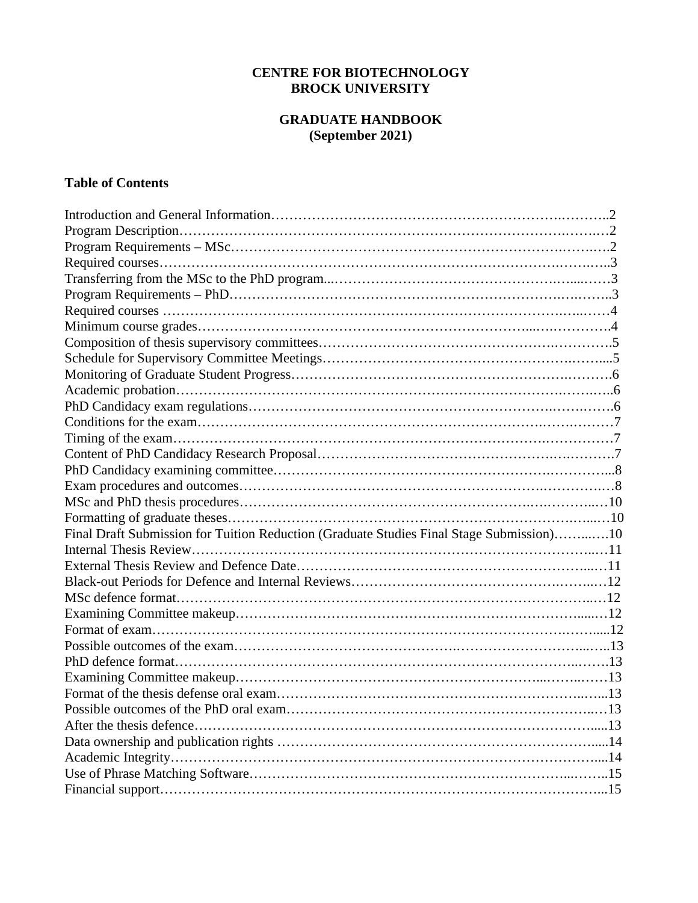# CENTRE FOR BIOTECHNOLOGY
# BROCK UNIVERSITY

## GRADUATE HANDBOOK
## (September 2021)

### Table of Contents

| Section | Page |
|---|---|
| Introduction and General Information | 2 |
| Program Description | 2 |
| Program Requirements – MSc | 2 |
| Required courses | 3 |
| Transferring from the MSc to the PhD program | 3 |
| Program Requirements – PhD | 3 |
| Required courses | 4 |
| Minimum course grades | 4 |
| Composition of thesis supervisory committees | 5 |
| Schedule for Supervisory Committee Meetings | 5 |
| Monitoring of Graduate Student Progress | 6 |
| Academic probation | 6 |
| PhD Candidacy exam regulations | 6 |
| Conditions for the exam | 7 |
| Timing of the exam | 7 |
| Content of PhD Candidacy Research Proposal | 7 |
| PhD Candidacy examining committee | 8 |
| Exam procedures and outcomes | 8 |
| MSc and PhD thesis procedures | 10 |
| Formatting of graduate theses | 10 |
| Final Draft Submission for Tuition Reduction (Graduate Studies Final Stage Submission) | 10 |
| Internal Thesis Review | 11 |
| External Thesis Review and Defence Date | 11 |
| Black-out Periods for Defence and Internal Reviews | 12 |
| MSc defence format | 12 |
| Examining Committee makeup | 12 |
| Format of exam | 12 |
| Possible outcomes of the exam | 13 |
| PhD defence format | 13 |
| Examining Committee makeup | 13 |
| Format of the thesis defense oral exam | 13 |
| Possible outcomes of the PhD oral exam | 13 |
| After the thesis defence | 13 |
| Data ownership and publication rights | 14 |
| Academic Integrity | 14 |
| Use of Phrase Matching Software | 15 |
| Financial support | 15 |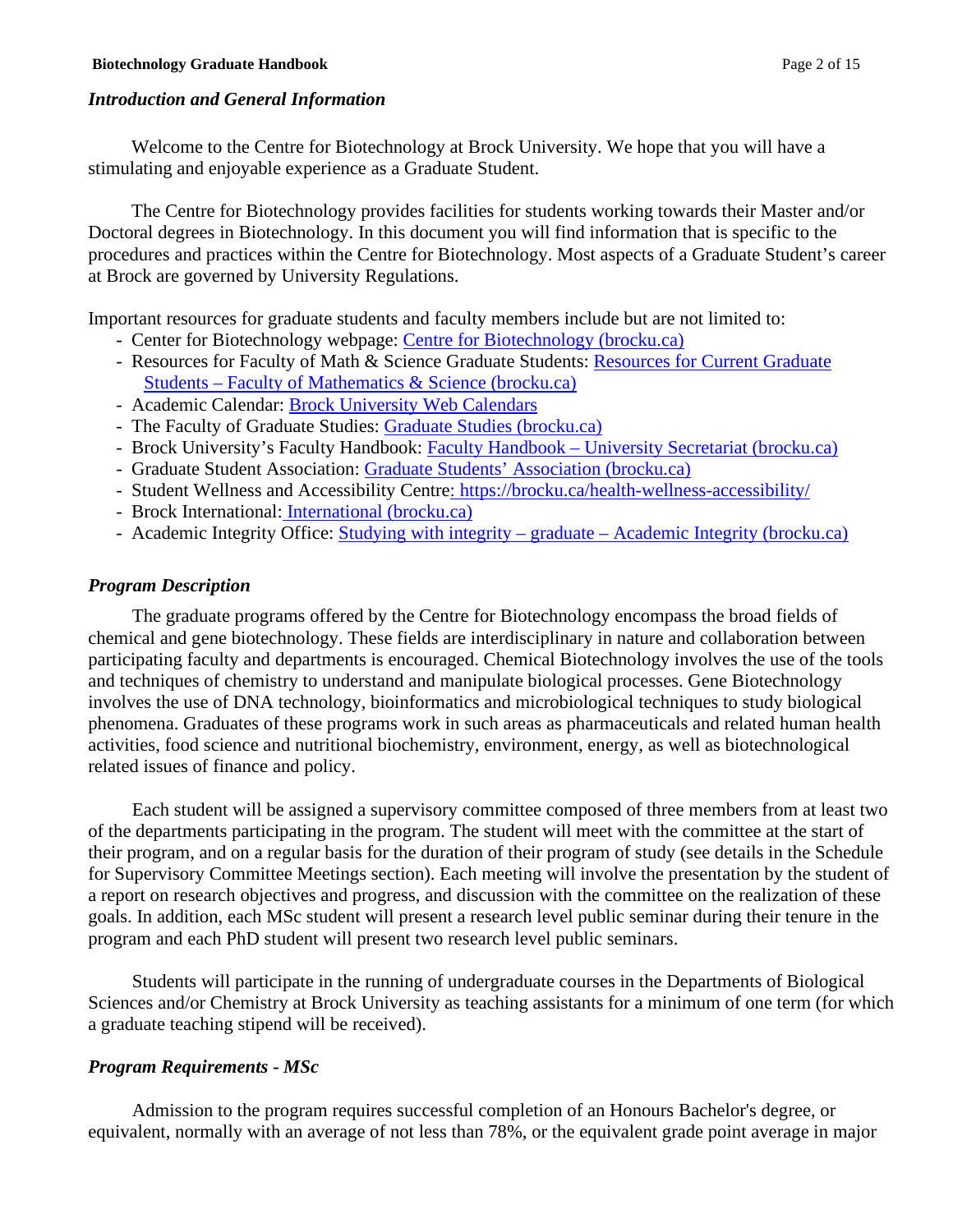*Introduction and General Information*

Welcome to the Centre for Biotechnology at Brock University. We hope that you will have a stimulating and enjoyable experience as a Graduate Student.

The Centre for Biotechnology provides facilities for students working towards their Master and/or Doctoral degrees in Biotechnology. In this document you will find information that is specific to the procedures and practices within the Centre for Biotechnology. Most aspects of a Graduate Student's career at Brock are governed by University Regulations.

Important resources for graduate students and faculty members include but are not limited to:

- Center for Biotechnology webpage: Centre for Biotechnology (brocku.ca)
- Resources for Faculty of Math & Science Graduate Students: Resources for Current Graduate Students – Faculty of Mathematics & Science (brocku.ca)
- Academic Calendar: Brock University Web Calendars
- The Faculty of Graduate Studies: Graduate Studies (brocku.ca)
- Brock University's Faculty Handbook: Faculty Handbook – University Secretariat (brocku.ca)
- Graduate Student Association: Graduate Students' Association (brocku.ca)
- Student Wellness and Accessibility Centre: https://brocku.ca/health-wellness-accessibility/
- Brock International: International (brocku.ca)
- Academic Integrity Office: Studying with integrity – graduate – Academic Integrity (brocku.ca)

*Program Description*

The graduate programs offered by the Centre for Biotechnology encompass the broad fields of chemical and gene biotechnology. These fields are interdisciplinary in nature and collaboration between participating faculty and departments is encouraged. Chemical Biotechnology involves the use of the tools and techniques of chemistry to understand and manipulate biological processes. Gene Biotechnology involves the use of DNA technology, bioinformatics and microbiological techniques to study biological phenomena. Graduates of these programs work in such areas as pharmaceuticals and related human health activities, food science and nutritional biochemistry, environment, energy, as well as biotechnological related issues of finance and policy.

Each student will be assigned a supervisory committee composed of three members from at least two of the departments participating in the program. The student will meet with the committee at the start of their program, and on a regular basis for the duration of their program of study (see details in the Schedule for Supervisory Committee Meetings section). Each meeting will involve the presentation by the student of a report on research objectives and progress, and discussion with the committee on the realization of these goals. In addition, each MSc student will present a research level public seminar during their tenure in the program and each PhD student will present two research level public seminars.

Students will participate in the running of undergraduate courses in the Departments of Biological Sciences and/or Chemistry at Brock University as teaching assistants for a minimum of one term (for which a graduate teaching stipend will be received).

*Program Requirements - MSc*

Admission to the program requires successful completion of an Honours Bachelor's degree, or equivalent, normally with an average of not less than 78%, or the equivalent grade point average in major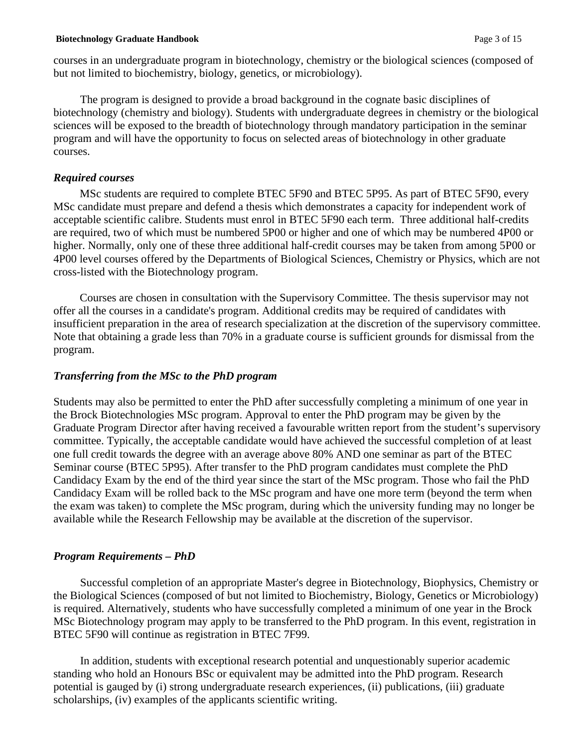courses in an undergraduate program in biotechnology, chemistry or the biological sciences (composed of but not limited to biochemistry, biology, genetics, or microbiology).

The program is designed to provide a broad background in the cognate basic disciplines of biotechnology (chemistry and biology). Students with undergraduate degrees in chemistry or the biological sciences will be exposed to the breadth of biotechnology through mandatory participation in the seminar program and will have the opportunity to focus on selected areas of biotechnology in other graduate courses.

### *Required courses*

MSc students are required to complete BTEC 5F90 and BTEC 5P95. As part of BTEC 5F90, every MSc candidate must prepare and defend a thesis which demonstrates a capacity for independent work of acceptable scientific calibre. Students must enrol in BTEC 5F90 each term. Three additional half-credits are required, two of which must be numbered 5P00 or higher and one of which may be numbered 4P00 or higher. Normally, only one of these three additional half-credit courses may be taken from among 5P00 or 4P00 level courses offered by the Departments of Biological Sciences, Chemistry or Physics, which are not cross-listed with the Biotechnology program.

Courses are chosen in consultation with the Supervisory Committee. The thesis supervisor may not offer all the courses in a candidate's program. Additional credits may be required of candidates with insufficient preparation in the area of research specialization at the discretion of the supervisory committee. Note that obtaining a grade less than 70% in a graduate course is sufficient grounds for dismissal from the program.

### *Transferring from the MSc to the PhD program*

Students may also be permitted to enter the PhD after successfully completing a minimum of one year in the Brock Biotechnologies MSc program. Approval to enter the PhD program may be given by the Graduate Program Director after having received a favourable written report from the student's supervisory committee. Typically, the acceptable candidate would have achieved the successful completion of at least one full credit towards the degree with an average above 80% AND one seminar as part of the BTEC Seminar course (BTEC 5P95). After transfer to the PhD program candidates must complete the PhD Candidacy Exam by the end of the third year since the start of the MSc program. Those who fail the PhD Candidacy Exam will be rolled back to the MSc program and have one more term (beyond the term when the exam was taken) to complete the MSc program, during which the university funding may no longer be available while the Research Fellowship may be available at the discretion of the supervisor.

### *Program Requirements – PhD*

Successful completion of an appropriate Master's degree in Biotechnology, Biophysics, Chemistry or the Biological Sciences (composed of but not limited to Biochemistry, Biology, Genetics or Microbiology) is required. Alternatively, students who have successfully completed a minimum of one year in the Brock MSc Biotechnology program may apply to be transferred to the PhD program. In this event, registration in BTEC 5F90 will continue as registration in BTEC 7F99.

In addition, students with exceptional research potential and unquestionably superior academic standing who hold an Honours BSc or equivalent may be admitted into the PhD program. Research potential is gauged by (i) strong undergraduate research experiences, (ii) publications, (iii) graduate scholarships, (iv) examples of the applicants scientific writing.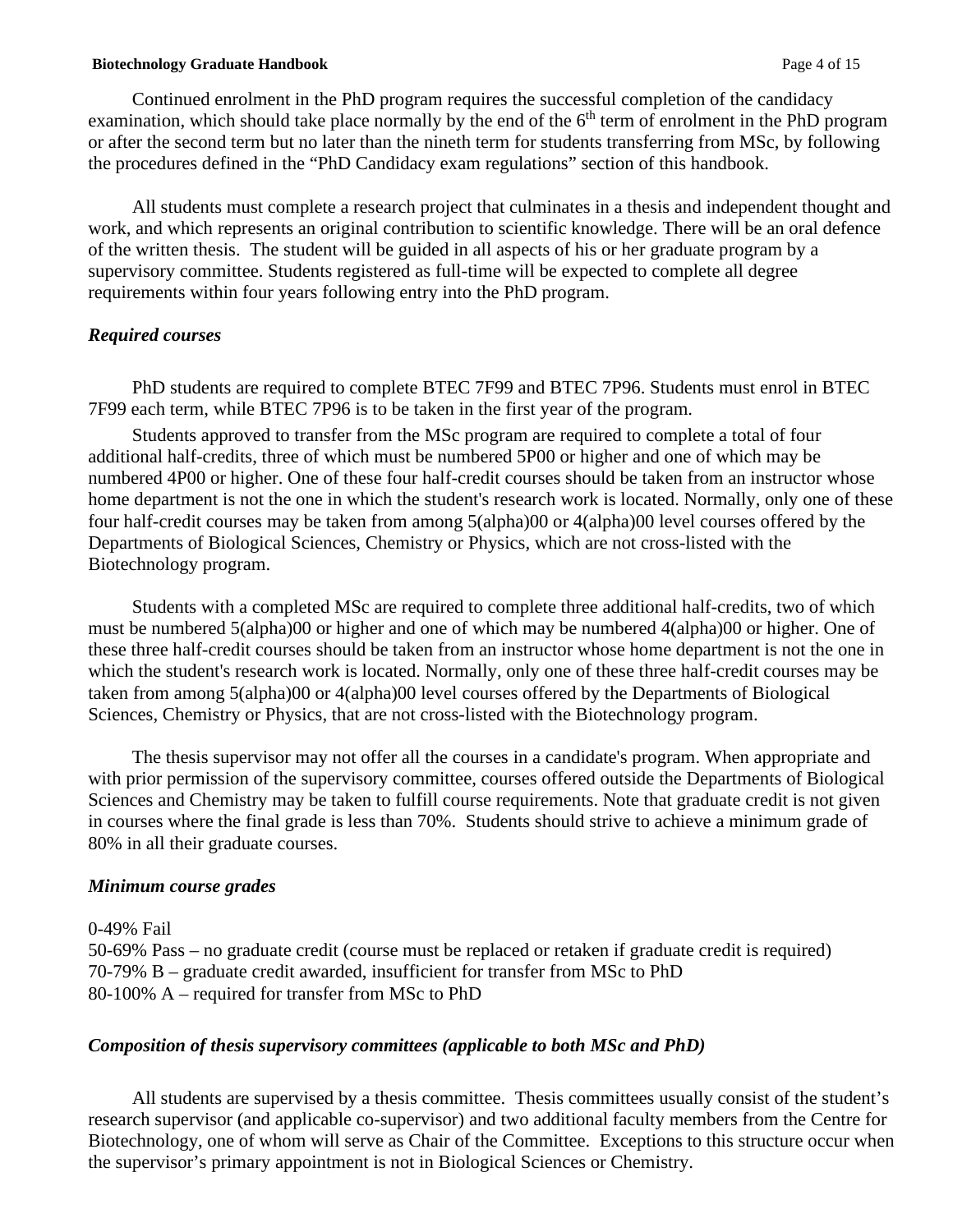Continued enrolment in the PhD program requires the successful completion of the candidacy examination, which should take place normally by the end of the 6$^{th}$ term of enrolment in the PhD program or after the second term but no later than the nineth term for students transferring from MSc, by following the procedures defined in the "PhD Candidacy exam regulations" section of this handbook.

All students must complete a research project that culminates in a thesis and independent thought and work, and which represents an original contribution to scientific knowledge. There will be an oral defence of the written thesis. The student will be guided in all aspects of his or her graduate program by a supervisory committee. Students registered as full-time will be expected to complete all degree requirements within four years following entry into the PhD program.

### *Required courses*

PhD students are required to complete BTEC 7F99 and BTEC 7P96. Students must enrol in BTEC 7F99 each term, while BTEC 7P96 is to be taken in the first year of the program.

Students approved to transfer from the MSc program are required to complete a total of four additional half-credits, three of which must be numbered 5P00 or higher and one of which may be numbered 4P00 or higher. One of these four half-credit courses should be taken from an instructor whose home department is not the one in which the student's research work is located. Normally, only one of these four half-credit courses may be taken from among 5(alpha)00 or 4(alpha)00 level courses offered by the Departments of Biological Sciences, Chemistry or Physics, which are not cross-listed with the Biotechnology program.

Students with a completed MSc are required to complete three additional half-credits, two of which must be numbered 5(alpha)00 or higher and one of which may be numbered 4(alpha)00 or higher. One of these three half-credit courses should be taken from an instructor whose home department is not the one in which the student's research work is located. Normally, only one of these three half-credit courses may be taken from among 5(alpha)00 or 4(alpha)00 level courses offered by the Departments of Biological Sciences, Chemistry or Physics, that are not cross-listed with the Biotechnology program.

The thesis supervisor may not offer all the courses in a candidate's program. When appropriate and with prior permission of the supervisory committee, courses offered outside the Departments of Biological Sciences and Chemistry may be taken to fulfill course requirements. Note that graduate credit is not given in courses where the final grade is less than 70%. Students should strive to achieve a minimum grade of 80% in all their graduate courses.

### *Minimum course grades*

0-49% Fail
50-69% Pass – no graduate credit (course must be replaced or retaken if graduate credit is required)
70-79% B – graduate credit awarded, insufficient for transfer from MSc to PhD
80-100% A – required for transfer from MSc to PhD

### *Composition of thesis supervisory committees (applicable to both MSc and PhD)*

All students are supervised by a thesis committee. Thesis committees usually consist of the student's research supervisor (and applicable co-supervisor) and two additional faculty members from the Centre for Biotechnology, one of whom will serve as Chair of the Committee. Exceptions to this structure occur when the supervisor's primary appointment is not in Biological Sciences or Chemistry.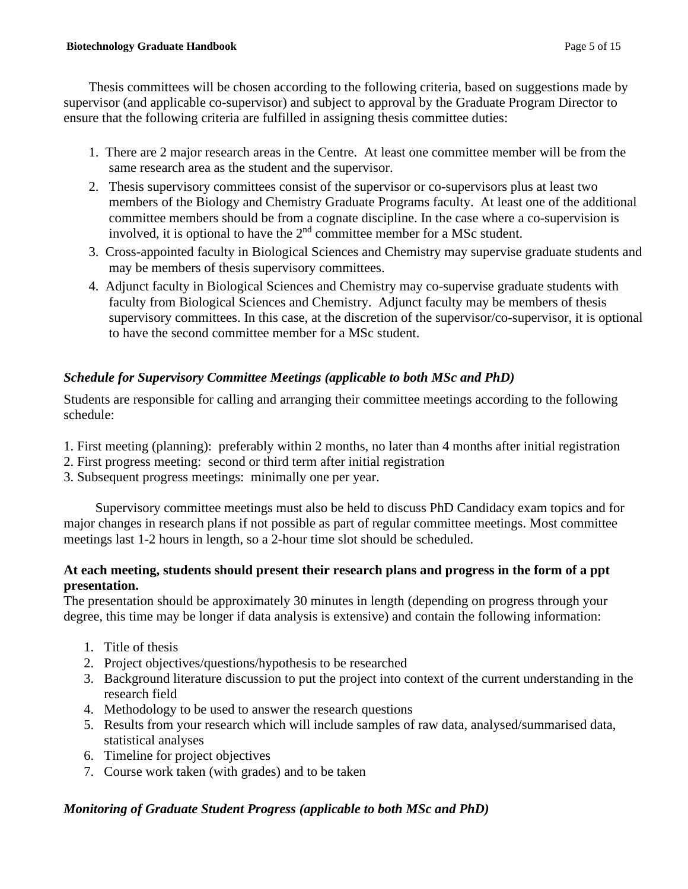Thesis committees will be chosen according to the following criteria, based on suggestions made by supervisor (and applicable co-supervisor) and subject to approval by the Graduate Program Director to ensure that the following criteria are fulfilled in assigning thesis committee duties:

1. There are 2 major research areas in the Centre. At least one committee member will be from the same research area as the student and the supervisor.
2. Thesis supervisory committees consist of the supervisor or co-supervisors plus at least two members of the Biology and Chemistry Graduate Programs faculty. At least one of the additional committee members should be from a cognate discipline. In the case where a co-supervision is involved, it is optional to have the 2nd committee member for a MSc student.
3. Cross-appointed faculty in Biological Sciences and Chemistry may supervise graduate students and may be members of thesis supervisory committees.
4. Adjunct faculty in Biological Sciences and Chemistry may co-supervise graduate students with faculty from Biological Sciences and Chemistry. Adjunct faculty may be members of thesis supervisory committees. In this case, at the discretion of the supervisor/co-supervisor, it is optional to have the second committee member for a MSc student.

### *Schedule for Supervisory Committee Meetings (applicable to both MSc and PhD)*

Students are responsible for calling and arranging their committee meetings according to the following schedule:

1. First meeting (planning): preferably within 2 months, no later than 4 months after initial registration
2. First progress meeting: second or third term after initial registration
3. Subsequent progress meetings: minimally one per year.

Supervisory committee meetings must also be held to discuss PhD Candidacy exam topics and for major changes in research plans if not possible as part of regular committee meetings. Most committee meetings last 1-2 hours in length, so a 2-hour time slot should be scheduled.

**At each meeting, students should present their research plans and progress in the form of a ppt presentation.**

The presentation should be approximately 30 minutes in length (depending on progress through your degree, this time may be longer if data analysis is extensive) and contain the following information:

1. Title of thesis
2. Project objectives/questions/hypothesis to be researched
3. Background literature discussion to put the project into context of the current understanding in the research field
4. Methodology to be used to answer the research questions
5. Results from your research which will include samples of raw data, analysed/summarised data, statistical analyses
6. Timeline for project objectives
7. Course work taken (with grades) and to be taken

### *Monitoring of Graduate Student Progress (applicable to both MSc and PhD)*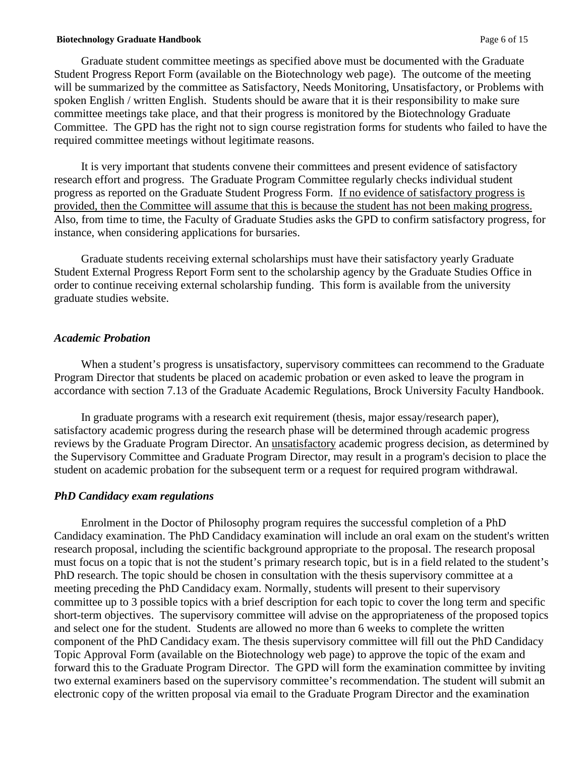Graduate student committee meetings as specified above must be documented with the Graduate Student Progress Report Form (available on the Biotechnology web page). The outcome of the meeting will be summarized by the committee as Satisfactory, Needs Monitoring, Unsatisfactory, or Problems with spoken English / written English. Students should be aware that it is their responsibility to make sure committee meetings take place, and that their progress is monitored by the Biotechnology Graduate Committee. The GPD has the right not to sign course registration forms for students who failed to have the required committee meetings without legitimate reasons.

It is very important that students convene their committees and present evidence of satisfactory research effort and progress. The Graduate Program Committee regularly checks individual student progress as reported on the Graduate Student Progress Form. <u>If no evidence of satisfactory progress is provided, then the Committee will assume that this is because the student has not been making progress.</u> Also, from time to time, the Faculty of Graduate Studies asks the GPD to confirm satisfactory progress, for instance, when considering applications for bursaries.

Graduate students receiving external scholarships must have their satisfactory yearly Graduate Student External Progress Report Form sent to the scholarship agency by the Graduate Studies Office in order to continue receiving external scholarship funding. This form is available from the university graduate studies website.

### *Academic Probation*

When a student's progress is unsatisfactory, supervisory committees can recommend to the Graduate Program Director that students be placed on academic probation or even asked to leave the program in accordance with section 7.13 of the Graduate Academic Regulations, Brock University Faculty Handbook.

In graduate programs with a research exit requirement (thesis, major essay/research paper), satisfactory academic progress during the research phase will be determined through academic progress reviews by the Graduate Program Director. An <u>unsatisfactory</u> academic progress decision, as determined by the Supervisory Committee and Graduate Program Director, may result in a program's decision to place the student on academic probation for the subsequent term or a request for required program withdrawal.

### *PhD Candidacy exam regulations*

Enrolment in the Doctor of Philosophy program requires the successful completion of a PhD Candidacy examination. The PhD Candidacy examination will include an oral exam on the student's written research proposal, including the scientific background appropriate to the proposal. The research proposal must focus on a topic that is not the student's primary research topic, but is in a field related to the student's PhD research. The topic should be chosen in consultation with the thesis supervisory committee at a meeting preceding the PhD Candidacy exam. Normally, students will present to their supervisory committee up to 3 possible topics with a brief description for each topic to cover the long term and specific short-term objectives. The supervisory committee will advise on the appropriateness of the proposed topics and select one for the student. Students are allowed no more than 6 weeks to complete the written component of the PhD Candidacy exam. The thesis supervisory committee will fill out the PhD Candidacy Topic Approval Form (available on the Biotechnology web page) to approve the topic of the exam and forward this to the Graduate Program Director. The GPD will form the examination committee by inviting two external examiners based on the supervisory committee's recommendation. The student will submit an electronic copy of the written proposal via email to the Graduate Program Director and the examination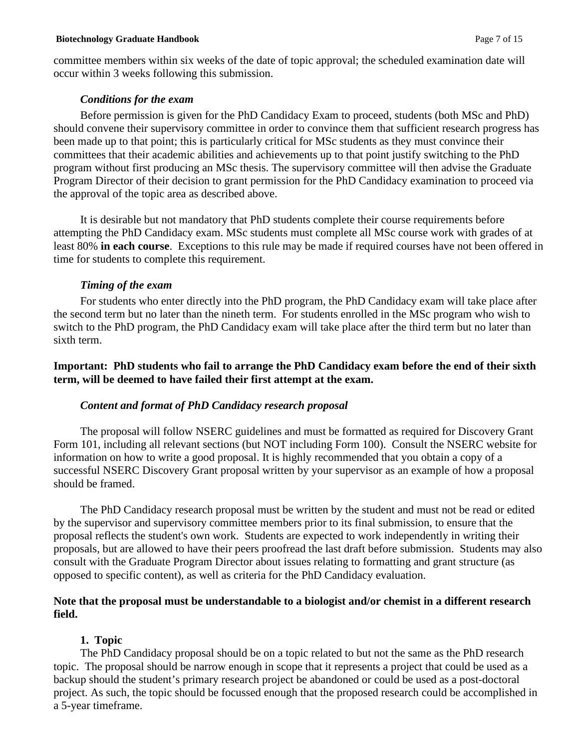committee members within six weeks of the date of topic approval; the scheduled examination date will occur within 3 weeks following this submission.

***Conditions for the exam***

Before permission is given for the PhD Candidacy Exam to proceed, students (both MSc and PhD) should convene their supervisory committee in order to convince them that sufficient research progress has been made up to that point; this is particularly critical for MSc students as they must convince their committees that their academic abilities and achievements up to that point justify switching to the PhD program without first producing an MSc thesis. The supervisory committee will then advise the Graduate Program Director of their decision to grant permission for the PhD Candidacy examination to proceed via the approval of the topic area as described above.

It is desirable but not mandatory that PhD students complete their course requirements before attempting the PhD Candidacy exam. MSc students must complete all MSc course work with grades of at least 80% **in each course**. Exceptions to this rule may be made if required courses have not been offered in time for students to complete this requirement.

***Timing of the exam***

For students who enter directly into the PhD program, the PhD Candidacy exam will take place after the second term but no later than the nineth term. For students enrolled in the MSc program who wish to switch to the PhD program, the PhD Candidacy exam will take place after the third term but no later than sixth term.

**Important: PhD students who fail to arrange the PhD Candidacy exam before the end of their sixth term, will be deemed to have failed their first attempt at the exam.**

***Content and format of PhD Candidacy research proposal***

The proposal will follow NSERC guidelines and must be formatted as required for Discovery Grant Form 101, including all relevant sections (but NOT including Form 100). Consult the NSERC website for information on how to write a good proposal. It is highly recommended that you obtain a copy of a successful NSERC Discovery Grant proposal written by your supervisor as an example of how a proposal should be framed.

The PhD Candidacy research proposal must be written by the student and must not be read or edited by the supervisor and supervisory committee members prior to its final submission, to ensure that the proposal reflects the student's own work. Students are expected to work independently in writing their proposals, but are allowed to have their peers proofread the last draft before submission. Students may also consult with the Graduate Program Director about issues relating to formatting and grant structure (as opposed to specific content), as well as criteria for the PhD Candidacy evaluation.

**Note that the proposal must be understandable to a biologist and/or chemist in a different research field.**

**1. Topic**

The PhD Candidacy proposal should be on a topic related to but not the same as the PhD research topic. The proposal should be narrow enough in scope that it represents a project that could be used as a backup should the student's primary research project be abandoned or could be used as a post-doctoral project. As such, the topic should be focussed enough that the proposed research could be accomplished in a 5-year timeframe.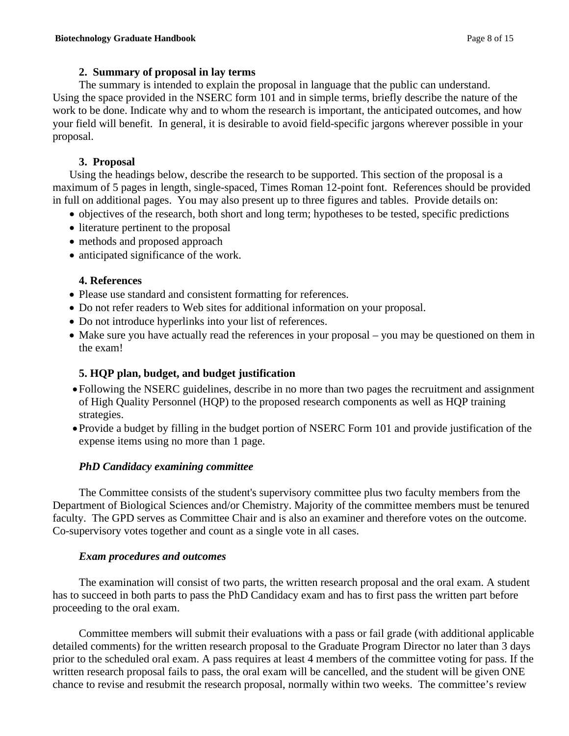### 2. Summary of proposal in lay terms

The summary is intended to explain the proposal in language that the public can understand. Using the space provided in the NSERC form 101 and in simple terms, briefly describe the nature of the work to be done. Indicate why and to whom the research is important, the anticipated outcomes, and how your field will benefit. In general, it is desirable to avoid field-specific jargons wherever possible in your proposal.

### 3. Proposal

Using the headings below, describe the research to be supported. This section of the proposal is a maximum of 5 pages in length, single-spaced, Times Roman 12-point font. References should be provided in full on additional pages. You may also present up to three figures and tables. Provide details on:

- objectives of the research, both short and long term; hypotheses to be tested, specific predictions
- literature pertinent to the proposal
- methods and proposed approach
- anticipated significance of the work.

### 4. References

- Please use standard and consistent formatting for references.
- Do not refer readers to Web sites for additional information on your proposal.
- Do not introduce hyperlinks into your list of references.
- Make sure you have actually read the references in your proposal – you may be questioned on them in the exam!

### 5. HQP plan, budget, and budget justification

- Following the NSERC guidelines, describe in no more than two pages the recruitment and assignment of High Quality Personnel (HQP) to the proposed research components as well as HQP training strategies.
- Provide a budget by filling in the budget portion of NSERC Form 101 and provide justification of the expense items using no more than 1 page.

***PhD Candidacy examining committee***

The Committee consists of the student's supervisory committee plus two faculty members from the Department of Biological Sciences and/or Chemistry. Majority of the committee members must be tenured faculty. The GPD serves as Committee Chair and is also an examiner and therefore votes on the outcome. Co-supervisory votes together and count as a single vote in all cases.

***Exam procedures and outcomes***

The examination will consist of two parts, the written research proposal and the oral exam. A student has to succeed in both parts to pass the PhD Candidacy exam and has to first pass the written part before proceeding to the oral exam.

Committee members will submit their evaluations with a pass or fail grade (with additional applicable detailed comments) for the written research proposal to the Graduate Program Director no later than 3 days prior to the scheduled oral exam. A pass requires at least 4 members of the committee voting for pass. If the written research proposal fails to pass, the oral exam will be cancelled, and the student will be given ONE chance to revise and resubmit the research proposal, normally within two weeks. The committee's review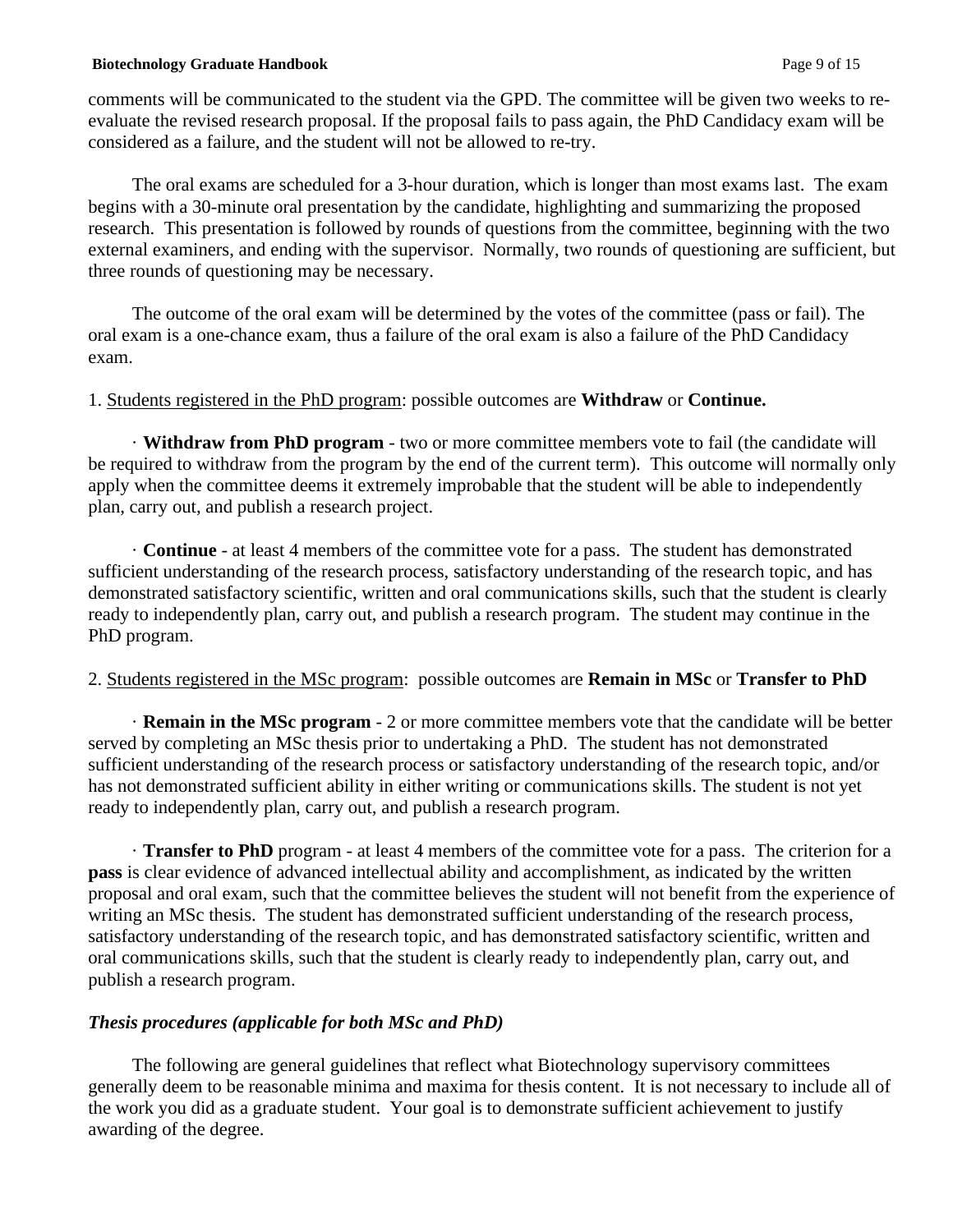comments will be communicated to the student via the GPD. The committee will be given two weeks to re-evaluate the revised research proposal. If the proposal fails to pass again, the PhD Candidacy exam will be considered as a failure, and the student will not be allowed to re-try.

The oral exams are scheduled for a 3-hour duration, which is longer than most exams last. The exam begins with a 30-minute oral presentation by the candidate, highlighting and summarizing the proposed research. This presentation is followed by rounds of questions from the committee, beginning with the two external examiners, and ending with the supervisor. Normally, two rounds of questioning are sufficient, but three rounds of questioning may be necessary.

The outcome of the oral exam will be determined by the votes of the committee (pass or fail). The oral exam is a one-chance exam, thus a failure of the oral exam is also a failure of the PhD Candidacy exam.

1. Students registered in the PhD program: possible outcomes are **Withdraw** or **Continue.**

· **Withdraw from PhD program** - two or more committee members vote to fail (the candidate will be required to withdraw from the program by the end of the current term). This outcome will normally only apply when the committee deems it extremely improbable that the student will be able to independently plan, carry out, and publish a research project.

· **Continue** - at least 4 members of the committee vote for a pass. The student has demonstrated sufficient understanding of the research process, satisfactory understanding of the research topic, and has demonstrated satisfactory scientific, written and oral communications skills, such that the student is clearly ready to independently plan, carry out, and publish a research program. The student may continue in the PhD program.

2. Students registered in the MSc program: possible outcomes are **Remain in MSc** or **Transfer to PhD**

· **Remain in the MSc program** - 2 or more committee members vote that the candidate will be better served by completing an MSc thesis prior to undertaking a PhD. The student has not demonstrated sufficient understanding of the research process or satisfactory understanding of the research topic, and/or has not demonstrated sufficient ability in either writing or communications skills. The student is not yet ready to independently plan, carry out, and publish a research program.

· **Transfer to PhD** program - at least 4 members of the committee vote for a pass. The criterion for a **pass** is clear evidence of advanced intellectual ability and accomplishment, as indicated by the written proposal and oral exam, such that the committee believes the student will not benefit from the experience of writing an MSc thesis. The student has demonstrated sufficient understanding of the research process, satisfactory understanding of the research topic, and has demonstrated satisfactory scientific, written and oral communications skills, such that the student is clearly ready to independently plan, carry out, and publish a research program.

### *Thesis procedures (applicable for both MSc and PhD)*

The following are general guidelines that reflect what Biotechnology supervisory committees generally deem to be reasonable minima and maxima for thesis content. It is not necessary to include all of the work you did as a graduate student. Your goal is to demonstrate sufficient achievement to justify awarding of the degree.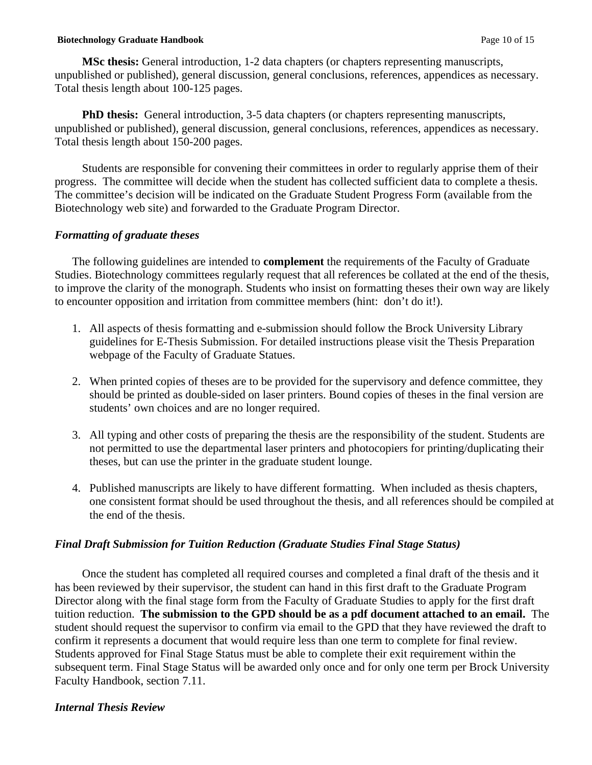**MSc thesis:** General introduction, 1-2 data chapters (or chapters representing manuscripts, unpublished or published), general discussion, general conclusions, references, appendices as necessary. Total thesis length about 100-125 pages.

**PhD thesis:** General introduction, 3-5 data chapters (or chapters representing manuscripts, unpublished or published), general discussion, general conclusions, references, appendices as necessary. Total thesis length about 150-200 pages.

Students are responsible for convening their committees in order to regularly apprise them of their progress. The committee will decide when the student has collected sufficient data to complete a thesis. The committee's decision will be indicated on the Graduate Student Progress Form (available from the Biotechnology web site) and forwarded to the Graduate Program Director.

### *Formatting of graduate theses*

The following guidelines are intended to **complement** the requirements of the Faculty of Graduate Studies. Biotechnology committees regularly request that all references be collated at the end of the thesis, to improve the clarity of the monograph. Students who insist on formatting theses their own way are likely to encounter opposition and irritation from committee members (hint: don't do it!).

1. All aspects of thesis formatting and e-submission should follow the Brock University Library guidelines for E-Thesis Submission. For detailed instructions please visit the Thesis Preparation webpage of the Faculty of Graduate Statues.

2. When printed copies of theses are to be provided for the supervisory and defence committee, they should be printed as double-sided on laser printers. Bound copies of theses in the final version are students' own choices and are no longer required.

3. All typing and other costs of preparing the thesis are the responsibility of the student. Students are not permitted to use the departmental laser printers and photocopiers for printing/duplicating their theses, but can use the printer in the graduate student lounge.

4. Published manuscripts are likely to have different formatting. When included as thesis chapters, one consistent format should be used throughout the thesis, and all references should be compiled at the end of the thesis.

### *Final Draft Submission for Tuition Reduction (Graduate Studies Final Stage Status)*

Once the student has completed all required courses and completed a final draft of the thesis and it has been reviewed by their supervisor, the student can hand in this first draft to the Graduate Program Director along with the final stage form from the Faculty of Graduate Studies to apply for the first draft tuition reduction. **The submission to the GPD should be as a pdf document attached to an email.** The student should request the supervisor to confirm via email to the GPD that they have reviewed the draft to confirm it represents a document that would require less than one term to complete for final review. Students approved for Final Stage Status must be able to complete their exit requirement within the subsequent term. Final Stage Status will be awarded only once and for only one term per Brock University Faculty Handbook, section 7.11.

### *Internal Thesis Review*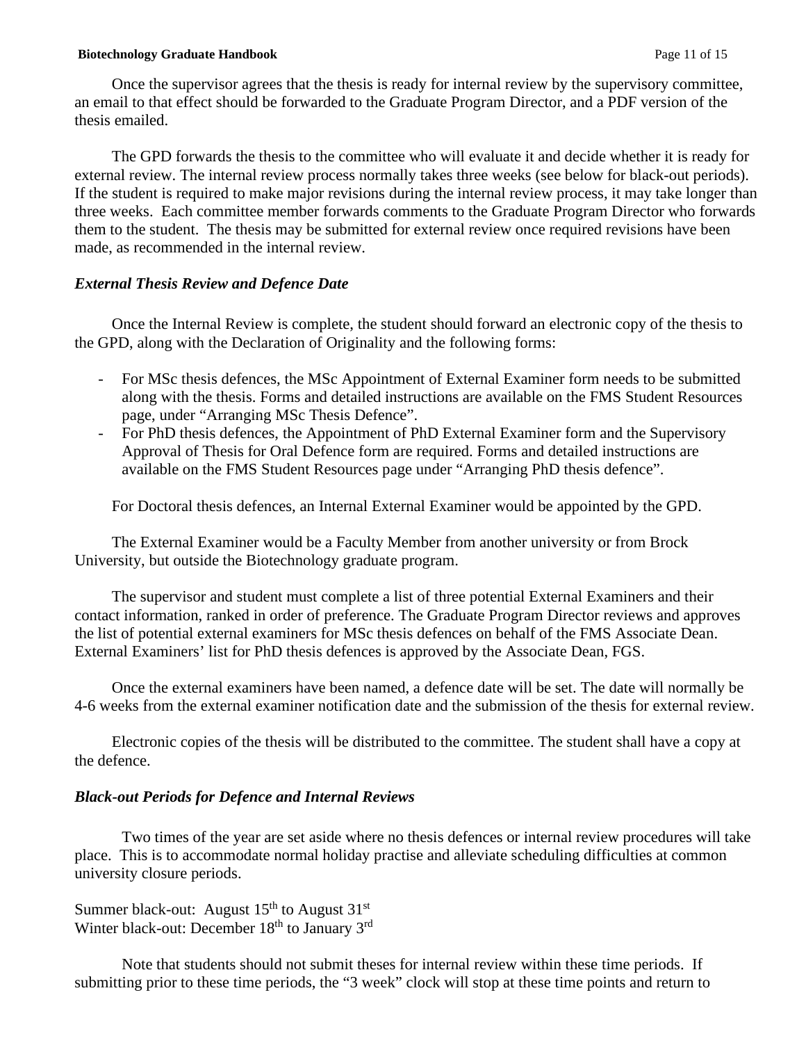Once the supervisor agrees that the thesis is ready for internal review by the supervisory committee, an email to that effect should be forwarded to the Graduate Program Director, and a PDF version of the thesis emailed.

The GPD forwards the thesis to the committee who will evaluate it and decide whether it is ready for external review. The internal review process normally takes three weeks (see below for black-out periods). If the student is required to make major revisions during the internal review process, it may take longer than three weeks. Each committee member forwards comments to the Graduate Program Director who forwards them to the student. The thesis may be submitted for external review once required revisions have been made, as recommended in the internal review.

### *External Thesis Review and Defence Date*

Once the Internal Review is complete, the student should forward an electronic copy of the thesis to the GPD, along with the Declaration of Originality and the following forms:

- For MSc thesis defences, the MSc Appointment of External Examiner form needs to be submitted along with the thesis. Forms and detailed instructions are available on the FMS Student Resources page, under “Arranging MSc Thesis Defence”.
- For PhD thesis defences, the Appointment of PhD External Examiner form and the Supervisory Approval of Thesis for Oral Defence form are required. Forms and detailed instructions are available on the FMS Student Resources page under “Arranging PhD thesis defence”.

For Doctoral thesis defences, an Internal External Examiner would be appointed by the GPD.

The External Examiner would be a Faculty Member from another university or from Brock University, but outside the Biotechnology graduate program.

The supervisor and student must complete a list of three potential External Examiners and their contact information, ranked in order of preference. The Graduate Program Director reviews and approves the list of potential external examiners for MSc thesis defences on behalf of the FMS Associate Dean. External Examiners’ list for PhD thesis defences is approved by the Associate Dean, FGS.

Once the external examiners have been named, a defence date will be set. The date will normally be 4-6 weeks from the external examiner notification date and the submission of the thesis for external review.

Electronic copies of the thesis will be distributed to the committee. The student shall have a copy at the defence.

### *Black-out Periods for Defence and Internal Reviews*

Two times of the year are set aside where no thesis defences or internal review procedures will take place. This is to accommodate normal holiday practise and alleviate scheduling difficulties at common university closure periods.

Summer black-out: August 15th to August 31st
Winter black-out: December 18th to January 3rd

Note that students should not submit theses for internal review within these time periods. If submitting prior to these time periods, the “3 week” clock will stop at these time points and return to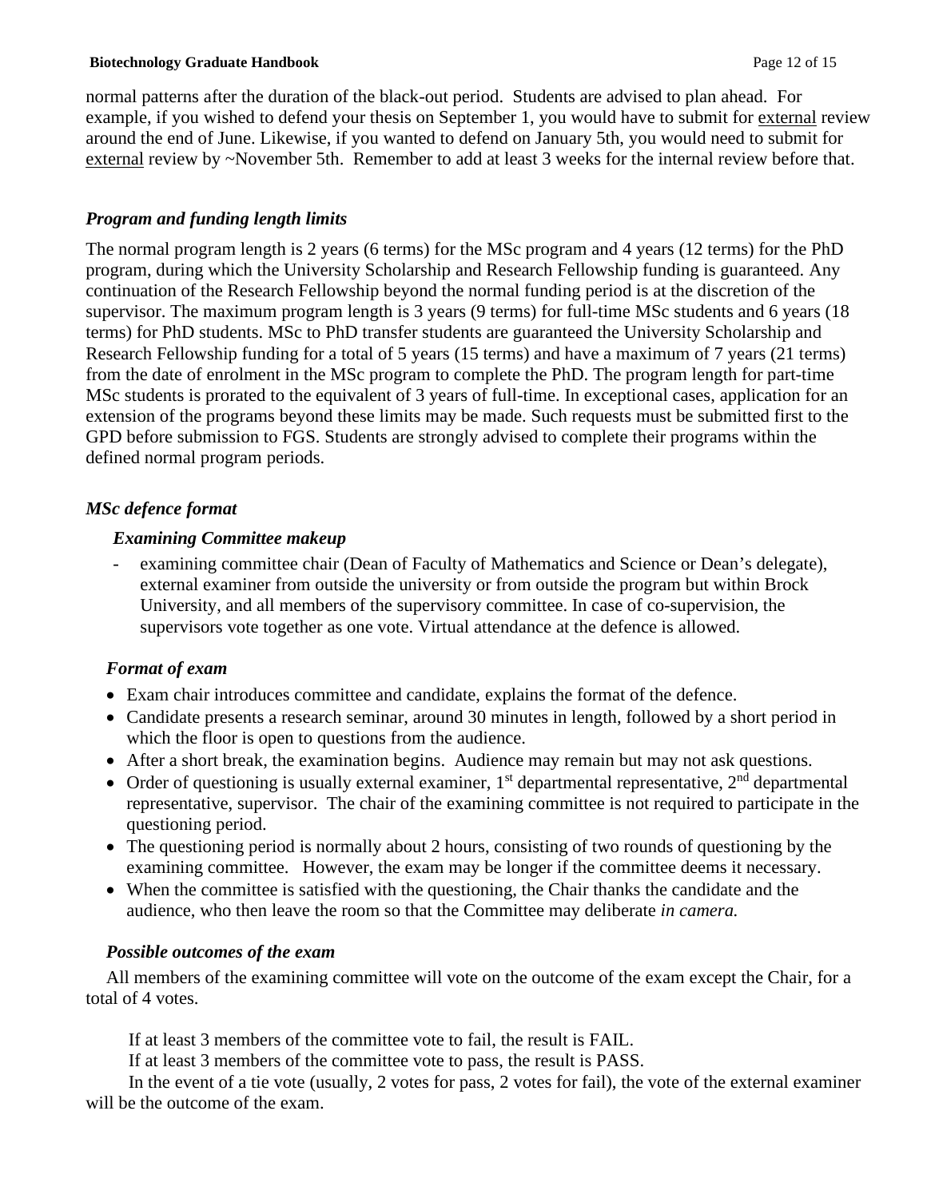normal patterns after the duration of the black-out period. Students are advised to plan ahead. For example, if you wished to defend your thesis on September 1, you would have to submit for external review around the end of June. Likewise, if you wanted to defend on January 5th, you would need to submit for external review by ~November 5th. Remember to add at least 3 weeks for the internal review before that.

### *Program and funding length limits*

The normal program length is 2 years (6 terms) for the MSc program and 4 years (12 terms) for the PhD program, during which the University Scholarship and Research Fellowship funding is guaranteed. Any continuation of the Research Fellowship beyond the normal funding period is at the discretion of the supervisor. The maximum program length is 3 years (9 terms) for full-time MSc students and 6 years (18 terms) for PhD students. MSc to PhD transfer students are guaranteed the University Scholarship and Research Fellowship funding for a total of 5 years (15 terms) and have a maximum of 7 years (21 terms) from the date of enrolment in the MSc program to complete the PhD. The program length for part-time MSc students is prorated to the equivalent of 3 years of full-time. In exceptional cases, application for an extension of the programs beyond these limits may be made. Such requests must be submitted first to the GPD before submission to FGS. Students are strongly advised to complete their programs within the defined normal program periods.

### *MSc defence format*

#### *Examining Committee makeup*

- examining committee chair (Dean of Faculty of Mathematics and Science or Dean's delegate), external examiner from outside the university or from outside the program but within Brock University, and all members of the supervisory committee. In case of co-supervision, the supervisors vote together as one vote. Virtual attendance at the defence is allowed.

#### *Format of exam*

- Exam chair introduces committee and candidate, explains the format of the defence.
- Candidate presents a research seminar, around 30 minutes in length, followed by a short period in which the floor is open to questions from the audience.
- After a short break, the examination begins. Audience may remain but may not ask questions.
- Order of questioning is usually external examiner, 1st departmental representative, 2nd departmental representative, supervisor. The chair of the examining committee is not required to participate in the questioning period.
- The questioning period is normally about 2 hours, consisting of two rounds of questioning by the examining committee. However, the exam may be longer if the committee deems it necessary.
- When the committee is satisfied with the questioning, the Chair thanks the candidate and the audience, who then leave the room so that the Committee may deliberate *in camera.*

#### *Possible outcomes of the exam*

All members of the examining committee will vote on the outcome of the exam except the Chair, for a total of 4 votes.

If at least 3 members of the committee vote to fail, the result is FAIL.

If at least 3 members of the committee vote to pass, the result is PASS.

In the event of a tie vote (usually, 2 votes for pass, 2 votes for fail), the vote of the external examiner will be the outcome of the exam.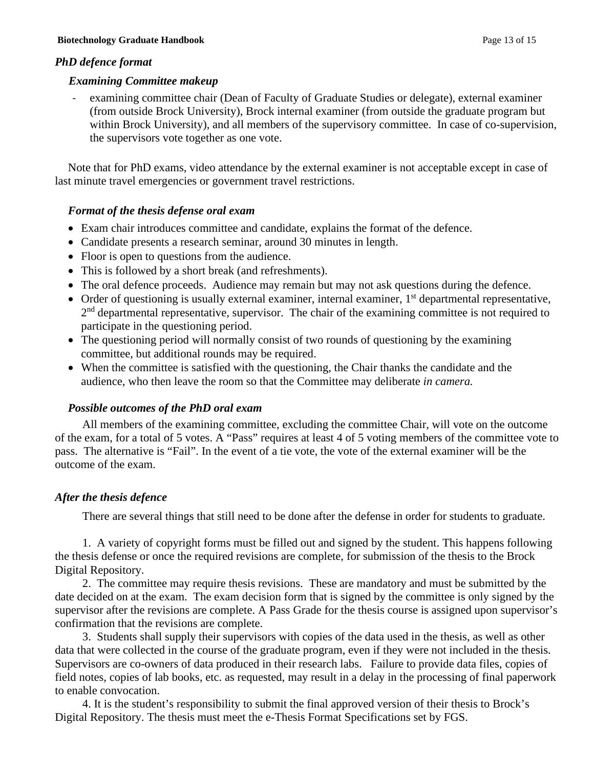### *PhD defence format*

#### *Examining Committee makeup*

- examining committee chair (Dean of Faculty of Graduate Studies or delegate), external examiner (from outside Brock University), Brock internal examiner (from outside the graduate program but within Brock University), and all members of the supervisory committee. In case of co-supervision, the supervisors vote together as one vote.

Note that for PhD exams, video attendance by the external examiner is not acceptable except in case of last minute travel emergencies or government travel restrictions.

#### *Format of the thesis defense oral exam*

- Exam chair introduces committee and candidate, explains the format of the defence.
- Candidate presents a research seminar, around 30 minutes in length.
- Floor is open to questions from the audience.
- This is followed by a short break (and refreshments).
- The oral defence proceeds. Audience may remain but may not ask questions during the defence.
- Order of questioning is usually external examiner, internal examiner, 1st departmental representative, 2nd departmental representative, supervisor. The chair of the examining committee is not required to participate in the questioning period.
- The questioning period will normally consist of two rounds of questioning by the examining committee, but additional rounds may be required.
- When the committee is satisfied with the questioning, the Chair thanks the candidate and the audience, who then leave the room so that the Committee may deliberate *in camera.*

#### *Possible outcomes of the PhD oral exam*

All members of the examining committee, excluding the committee Chair, will vote on the outcome of the exam, for a total of 5 votes. A "Pass" requires at least 4 of 5 voting members of the committee vote to pass. The alternative is "Fail". In the event of a tie vote, the vote of the external examiner will be the outcome of the exam.

### *After the thesis defence*

There are several things that still need to be done after the defense in order for students to graduate.

1. A variety of copyright forms must be filled out and signed by the student. This happens following the thesis defense or once the required revisions are complete, for submission of the thesis to the Brock Digital Repository.
2. The committee may require thesis revisions. These are mandatory and must be submitted by the date decided on at the exam. The exam decision form that is signed by the committee is only signed by the supervisor after the revisions are complete. A Pass Grade for the thesis course is assigned upon supervisor's confirmation that the revisions are complete.
3. Students shall supply their supervisors with copies of the data used in the thesis, as well as other data that were collected in the course of the graduate program, even if they were not included in the thesis. Supervisors are co-owners of data produced in their research labs. Failure to provide data files, copies of field notes, copies of lab books, etc. as requested, may result in a delay in the processing of final paperwork to enable convocation.
4. It is the student's responsibility to submit the final approved version of their thesis to Brock's Digital Repository. The thesis must meet the e-Thesis Format Specifications set by FGS.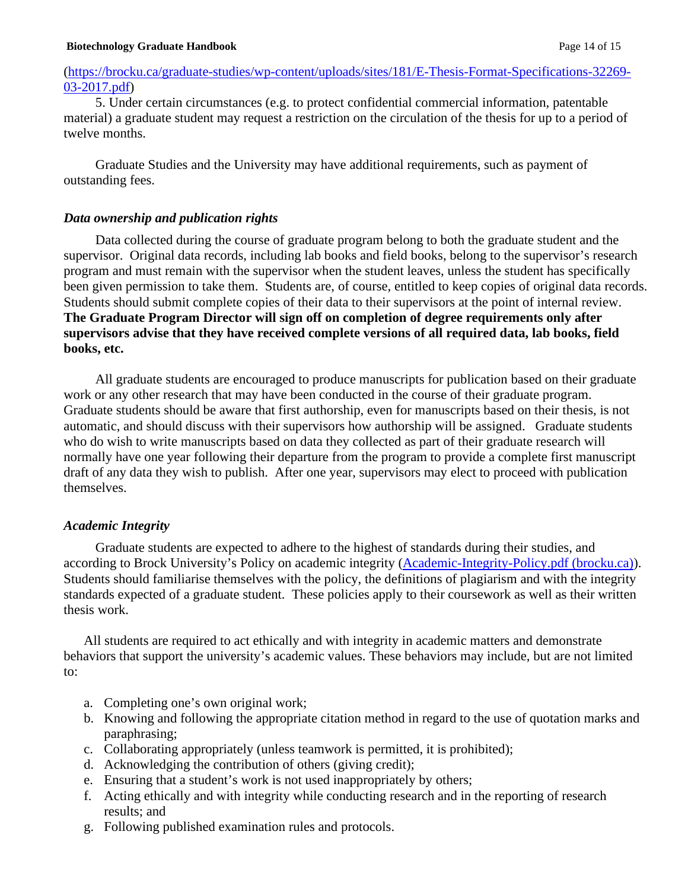([https://brocku.ca/graduate-studies/wp-content/uploads/sites/181/E-Thesis-Format-Specifications-32269-03-2017.pdf](https://brocku.ca/graduate-studies/wp-content/uploads/sites/181/E-Thesis-Format-Specifications-32269-03-2017.pdf))

5. Under certain circumstances (e.g. to protect confidential commercial information, patentable material) a graduate student may request a restriction on the circulation of the thesis for up to a period of twelve months.

Graduate Studies and the University may have additional requirements, such as payment of outstanding fees.

### *Data ownership and publication rights*

Data collected during the course of graduate program belong to both the graduate student and the supervisor. Original data records, including lab books and field books, belong to the supervisor's research program and must remain with the supervisor when the student leaves, unless the student has specifically been given permission to take them. Students are, of course, entitled to keep copies of original data records. Students should submit complete copies of their data to their supervisors at the point of internal review. **The Graduate Program Director will sign off on completion of degree requirements only after supervisors advise that they have received complete versions of all required data, lab books, field books, etc.**

All graduate students are encouraged to produce manuscripts for publication based on their graduate work or any other research that may have been conducted in the course of their graduate program. Graduate students should be aware that first authorship, even for manuscripts based on their thesis, is not automatic, and should discuss with their supervisors how authorship will be assigned. Graduate students who do wish to write manuscripts based on data they collected as part of their graduate research will normally have one year following their departure from the program to provide a complete first manuscript draft of any data they wish to publish. After one year, supervisors may elect to proceed with publication themselves.

### *Academic Integrity*

Graduate students are expected to adhere to the highest of standards during their studies, and according to Brock University's Policy on academic integrity (Academic-Integrity-Policy.pdf (brocku.ca)). Students should familiarise themselves with the policy, the definitions of plagiarism and with the integrity standards expected of a graduate student. These policies apply to their coursework as well as their written thesis work.

All students are required to act ethically and with integrity in academic matters and demonstrate behaviors that support the university's academic values. These behaviors may include, but are not limited to:

a. Completing one's own original work;
b. Knowing and following the appropriate citation method in regard to the use of quotation marks and paraphrasing;
c. Collaborating appropriately (unless teamwork is permitted, it is prohibited);
d. Acknowledging the contribution of others (giving credit);
e. Ensuring that a student's work is not used inappropriately by others;
f. Acting ethically and with integrity while conducting research and in the reporting of research results; and
g. Following published examination rules and protocols.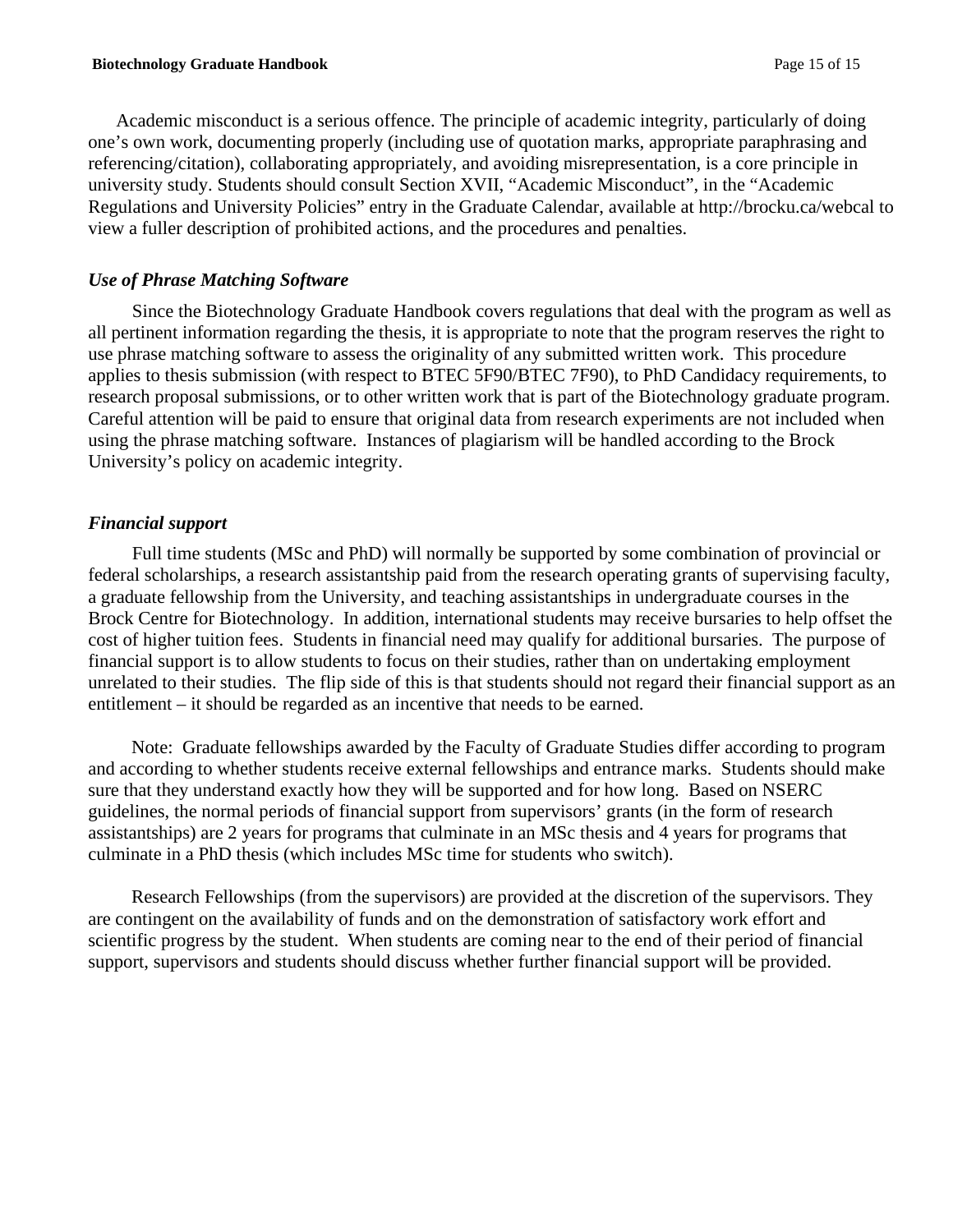Academic misconduct is a serious offence. The principle of academic integrity, particularly of doing one's own work, documenting properly (including use of quotation marks, appropriate paraphrasing and referencing/citation), collaborating appropriately, and avoiding misrepresentation, is a core principle in university study. Students should consult Section XVII, "Academic Misconduct", in the "Academic Regulations and University Policies" entry in the Graduate Calendar, available at http://brocku.ca/webcal to view a fuller description of prohibited actions, and the procedures and penalties.

### *Use of Phrase Matching Software*

Since the Biotechnology Graduate Handbook covers regulations that deal with the program as well as all pertinent information regarding the thesis, it is appropriate to note that the program reserves the right to use phrase matching software to assess the originality of any submitted written work. This procedure applies to thesis submission (with respect to BTEC 5F90/BTEC 7F90), to PhD Candidacy requirements, to research proposal submissions, or to other written work that is part of the Biotechnology graduate program. Careful attention will be paid to ensure that original data from research experiments are not included when using the phrase matching software. Instances of plagiarism will be handled according to the Brock University's policy on academic integrity.

### *Financial support*

Full time students (MSc and PhD) will normally be supported by some combination of provincial or federal scholarships, a research assistantship paid from the research operating grants of supervising faculty, a graduate fellowship from the University, and teaching assistantships in undergraduate courses in the Brock Centre for Biotechnology. In addition, international students may receive bursaries to help offset the cost of higher tuition fees. Students in financial need may qualify for additional bursaries. The purpose of financial support is to allow students to focus on their studies, rather than on undertaking employment unrelated to their studies. The flip side of this is that students should not regard their financial support as an entitlement – it should be regarded as an incentive that needs to be earned.

Note: Graduate fellowships awarded by the Faculty of Graduate Studies differ according to program and according to whether students receive external fellowships and entrance marks. Students should make sure that they understand exactly how they will be supported and for how long. Based on NSERC guidelines, the normal periods of financial support from supervisors' grants (in the form of research assistantships) are 2 years for programs that culminate in an MSc thesis and 4 years for programs that culminate in a PhD thesis (which includes MSc time for students who switch).

Research Fellowships (from the supervisors) are provided at the discretion of the supervisors. They are contingent on the availability of funds and on the demonstration of satisfactory work effort and scientific progress by the student. When students are coming near to the end of their period of financial support, supervisors and students should discuss whether further financial support will be provided.